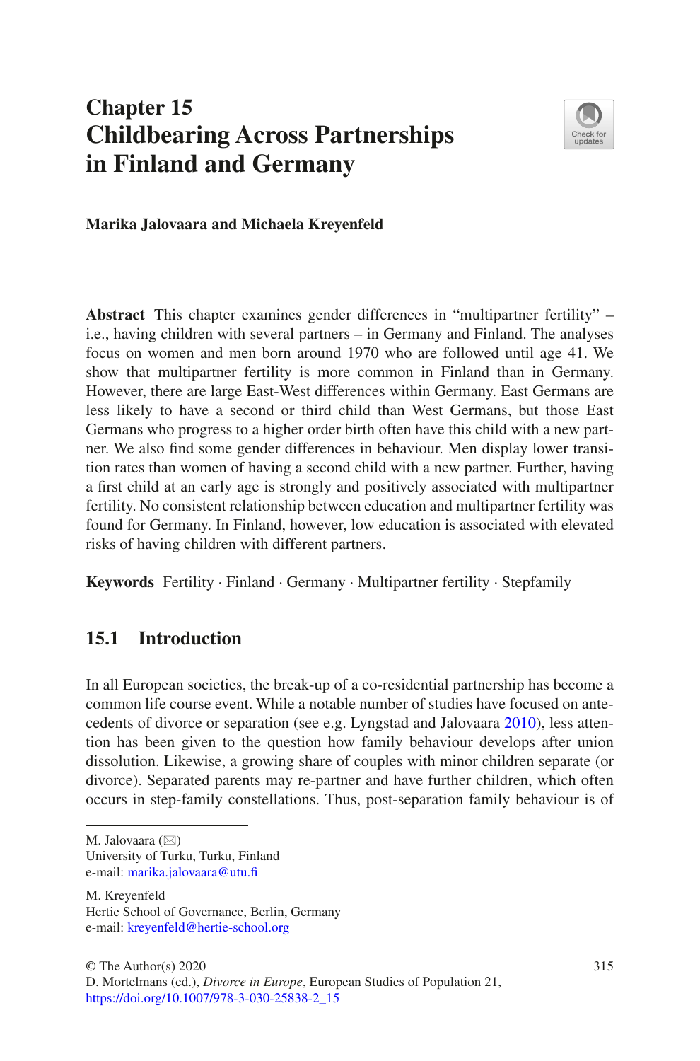# Chapter 15
# Childbearing Across Partnerships in Finland and Germany

**Marika Jalovaara and Michaela Kreyenfeld**

**Abstract** This chapter examines gender differences in "multipartner fertility" – i.e., having children with several partners – in Germany and Finland. The analyses focus on women and men born around 1970 who are followed until age 41. We show that multipartner fertility is more common in Finland than in Germany. However, there are large East-West differences within Germany. East Germans are less likely to have a second or third child than West Germans, but those East Germans who progress to a higher order birth often have this child with a new partner. We also find some gender differences in behaviour. Men display lower transition rates than women of having a second child with a new partner. Further, having a first child at an early age is strongly and positively associated with multipartner fertility. No consistent relationship between education and multipartner fertility was found for Germany. In Finland, however, low education is associated with elevated risks of having children with different partners.

**Keywords** Fertility · Finland · Germany · Multipartner fertility · Stepfamily

## 15.1 Introduction

In all European societies, the break-up of a co-residential partnership has become a common life course event. While a notable number of studies have focused on antecedents of divorce or separation (see e.g. Lyngstad and Jalovaara 2010), less attention has been given to the question how family behaviour develops after union dissolution. Likewise, a growing share of couples with minor children separate (or divorce). Separated parents may re-partner and have further children, which often occurs in step-family constellations. Thus, post-separation family behaviour is of

---

M. Jalovaara (✉)
University of Turku, Turku, Finland
e-mail: marika.jalovaara@utu.fi

M. Kreyenfeld
Hertie School of Governance, Berlin, Germany
e-mail: kreyenfeld@hertie-school.org

© The Author(s) 2020
D. Mortelmans (ed.), *Divorce in Europe*, European Studies of Population 21,
https://doi.org/10.1007/978-3-030-25838-2_15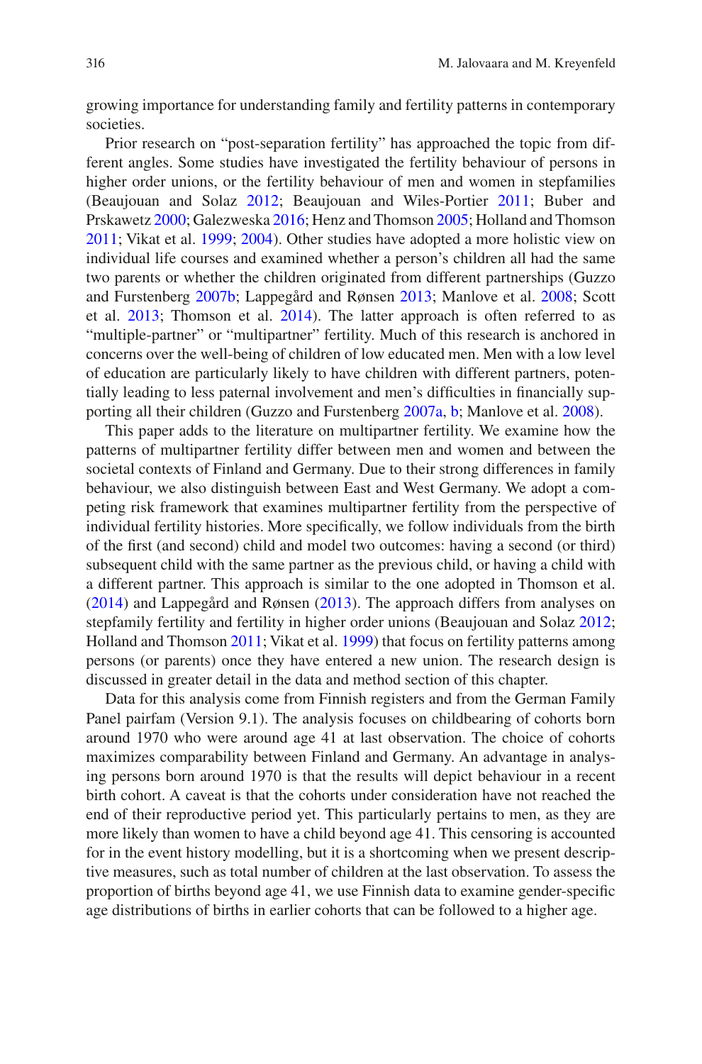growing importance for understanding family and fertility patterns in contemporary societies.

Prior research on "post-separation fertility" has approached the topic from different angles. Some studies have investigated the fertility behaviour of persons in higher order unions, or the fertility behaviour of men and women in stepfamilies (Beaujouan and Solaz 2012; Beaujouan and Wiles-Portier 2011; Buber and Prskawetz 2000; Galezweska 2016; Henz and Thomson 2005; Holland and Thomson 2011; Vikat et al. 1999; 2004). Other studies have adopted a more holistic view on individual life courses and examined whether a person's children all had the same two parents or whether the children originated from different partnerships (Guzzo and Furstenberg 2007b; Lappegård and Rønsen 2013; Manlove et al. 2008; Scott et al. 2013; Thomson et al. 2014). The latter approach is often referred to as "multiple-partner" or "multipartner" fertility. Much of this research is anchored in concerns over the well-being of children of low educated men. Men with a low level of education are particularly likely to have children with different partners, potentially leading to less paternal involvement and men's difficulties in financially supporting all their children (Guzzo and Furstenberg 2007a, b; Manlove et al. 2008).

This paper adds to the literature on multipartner fertility. We examine how the patterns of multipartner fertility differ between men and women and between the societal contexts of Finland and Germany. Due to their strong differences in family behaviour, we also distinguish between East and West Germany. We adopt a competing risk framework that examines multipartner fertility from the perspective of individual fertility histories. More specifically, we follow individuals from the birth of the first (and second) child and model two outcomes: having a second (or third) subsequent child with the same partner as the previous child, or having a child with a different partner. This approach is similar to the one adopted in Thomson et al. (2014) and Lappegård and Rønsen (2013). The approach differs from analyses on stepfamily fertility and fertility in higher order unions (Beaujouan and Solaz 2012; Holland and Thomson 2011; Vikat et al. 1999) that focus on fertility patterns among persons (or parents) once they have entered a new union. The research design is discussed in greater detail in the data and method section of this chapter.

Data for this analysis come from Finnish registers and from the German Family Panel pairfam (Version 9.1). The analysis focuses on childbearing of cohorts born around 1970 who were around age 41 at last observation. The choice of cohorts maximizes comparability between Finland and Germany. An advantage in analysing persons born around 1970 is that the results will depict behaviour in a recent birth cohort. A caveat is that the cohorts under consideration have not reached the end of their reproductive period yet. This particularly pertains to men, as they are more likely than women to have a child beyond age 41. This censoring is accounted for in the event history modelling, but it is a shortcoming when we present descriptive measures, such as total number of children at the last observation. To assess the proportion of births beyond age 41, we use Finnish data to examine gender-specific age distributions of births in earlier cohorts that can be followed to a higher age.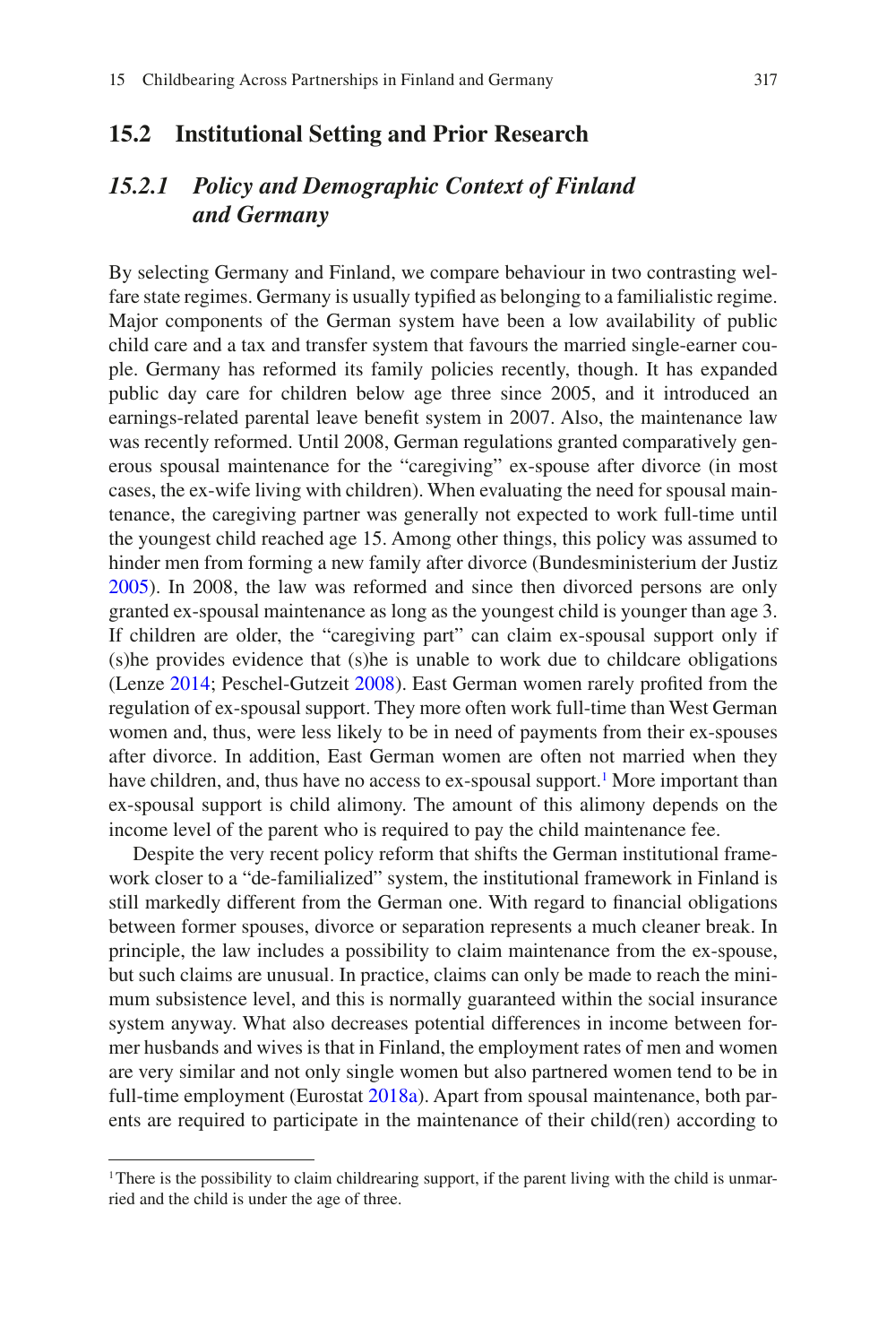## 15.2 Institutional Setting and Prior Research

### *15.2.1 Policy and Demographic Context of Finland and Germany*

By selecting Germany and Finland, we compare behaviour in two contrasting welfare state regimes. Germany is usually typified as belonging to a familialistic regime. Major components of the German system have been a low availability of public child care and a tax and transfer system that favours the married single-earner couple. Germany has reformed its family policies recently, though. It has expanded public day care for children below age three since 2005, and it introduced an earnings-related parental leave benefit system in 2007. Also, the maintenance law was recently reformed. Until 2008, German regulations granted comparatively generous spousal maintenance for the "caregiving" ex-spouse after divorce (in most cases, the ex-wife living with children). When evaluating the need for spousal maintenance, the caregiving partner was generally not expected to work full-time until the youngest child reached age 15. Among other things, this policy was assumed to hinder men from forming a new family after divorce (Bundesministerium der Justiz 2005). In 2008, the law was reformed and since then divorced persons are only granted ex-spousal maintenance as long as the youngest child is younger than age 3. If children are older, the "caregiving part" can claim ex-spousal support only if (s)he provides evidence that (s)he is unable to work due to childcare obligations (Lenze 2014; Peschel-Gutzeit 2008). East German women rarely profited from the regulation of ex-spousal support. They more often work full-time than West German women and, thus, were less likely to be in need of payments from their ex-spouses after divorce. In addition, East German women are often not married when they have children, and, thus have no access to ex-spousal support.[1] More important than ex-spousal support is child alimony. The amount of this alimony depends on the income level of the parent who is required to pay the child maintenance fee.

Despite the very recent policy reform that shifts the German institutional framework closer to a "de-familialized" system, the institutional framework in Finland is still markedly different from the German one. With regard to financial obligations between former spouses, divorce or separation represents a much cleaner break. In principle, the law includes a possibility to claim maintenance from the ex-spouse, but such claims are unusual. In practice, claims can only be made to reach the minimum subsistence level, and this is normally guaranteed within the social insurance system anyway. What also decreases potential differences in income between former husbands and wives is that in Finland, the employment rates of men and women are very similar and not only single women but also partnered women tend to be in full-time employment (Eurostat 2018a). Apart from spousal maintenance, both parents are required to participate in the maintenance of their child(ren) according to

[1] There is the possibility to claim childrearing support, if the parent living with the child is unmarried and the child is under the age of three.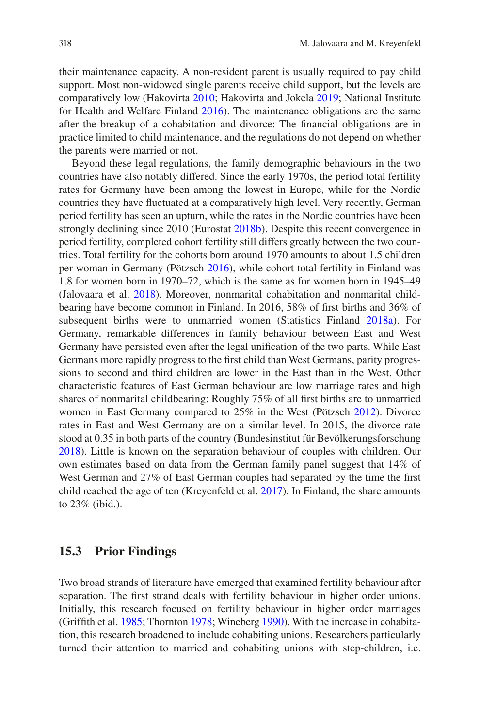their maintenance capacity. A non-resident parent is usually required to pay child support. Most non-widowed single parents receive child support, but the levels are comparatively low (Hakovirta 2010; Hakovirta and Jokela 2019; National Institute for Health and Welfare Finland 2016). The maintenance obligations are the same after the breakup of a cohabitation and divorce: The financial obligations are in practice limited to child maintenance, and the regulations do not depend on whether the parents were married or not.

Beyond these legal regulations, the family demographic behaviours in the two countries have also notably differed. Since the early 1970s, the period total fertility rates for Germany have been among the lowest in Europe, while for the Nordic countries they have fluctuated at a comparatively high level. Very recently, German period fertility has seen an upturn, while the rates in the Nordic countries have been strongly declining since 2010 (Eurostat 2018b). Despite this recent convergence in period fertility, completed cohort fertility still differs greatly between the two countries. Total fertility for the cohorts born around 1970 amounts to about 1.5 children per woman in Germany (Pötzsch 2016), while cohort total fertility in Finland was 1.8 for women born in 1970–72, which is the same as for women born in 1945–49 (Jalovaara et al. 2018). Moreover, nonmarital cohabitation and nonmarital childbearing have become common in Finland. In 2016, 58% of first births and 36% of subsequent births were to unmarried women (Statistics Finland 2018a). For Germany, remarkable differences in family behaviour between East and West Germany have persisted even after the legal unification of the two parts. While East Germans more rapidly progress to the first child than West Germans, parity progressions to second and third children are lower in the East than in the West. Other characteristic features of East German behaviour are low marriage rates and high shares of nonmarital childbearing: Roughly 75% of all first births are to unmarried women in East Germany compared to 25% in the West (Pötzsch 2012). Divorce rates in East and West Germany are on a similar level. In 2015, the divorce rate stood at 0.35 in both parts of the country (Bundesinstitut für Bevölkerungsforschung 2018). Little is known on the separation behaviour of couples with children. Our own estimates based on data from the German family panel suggest that 14% of West German and 27% of East German couples had separated by the time the first child reached the age of ten (Kreyenfeld et al. 2017). In Finland, the share amounts to 23% (ibid.).

## 15.3 Prior Findings

Two broad strands of literature have emerged that examined fertility behaviour after separation. The first strand deals with fertility behaviour in higher order unions. Initially, this research focused on fertility behaviour in higher order marriages (Griffith et al. 1985; Thornton 1978; Wineberg 1990). With the increase in cohabitation, this research broadened to include cohabiting unions. Researchers particularly turned their attention to married and cohabiting unions with step-children, i.e.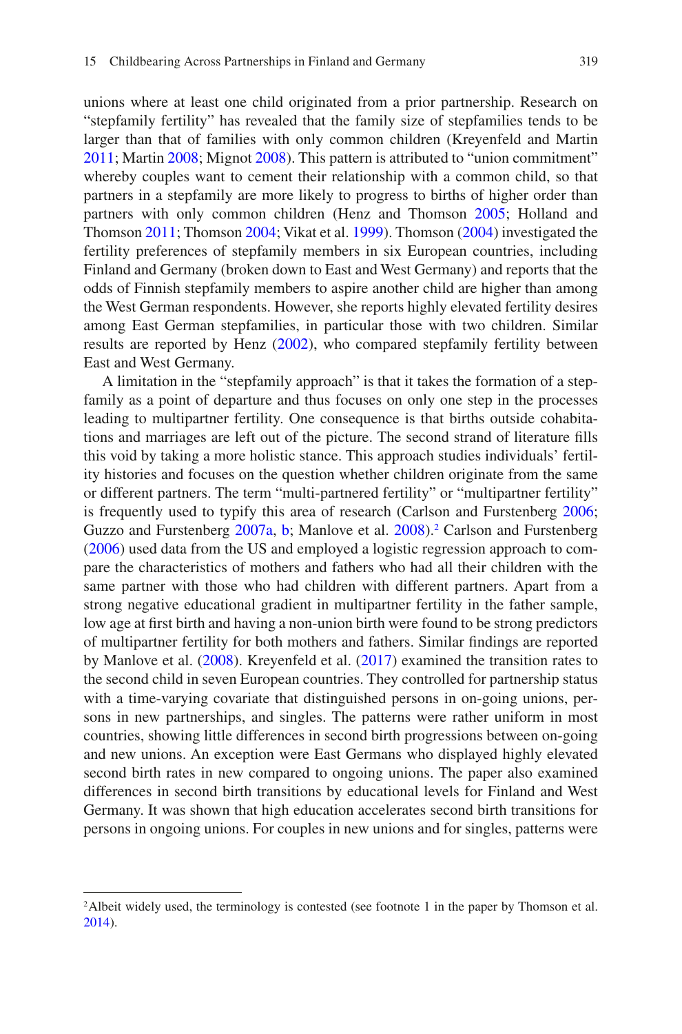unions where at least one child originated from a prior partnership. Research on "stepfamily fertility" has revealed that the family size of stepfamilies tends to be larger than that of families with only common children (Kreyenfeld and Martin 2011; Martin 2008; Mignot 2008). This pattern is attributed to "union commitment" whereby couples want to cement their relationship with a common child, so that partners in a stepfamily are more likely to progress to births of higher order than partners with only common children (Henz and Thomson 2005; Holland and Thomson 2011; Thomson 2004; Vikat et al. 1999). Thomson (2004) investigated the fertility preferences of stepfamily members in six European countries, including Finland and Germany (broken down to East and West Germany) and reports that the odds of Finnish stepfamily members to aspire another child are higher than among the West German respondents. However, she reports highly elevated fertility desires among East German stepfamilies, in particular those with two children. Similar results are reported by Henz (2002), who compared stepfamily fertility between East and West Germany.

A limitation in the "stepfamily approach" is that it takes the formation of a stepfamily as a point of departure and thus focuses on only one step in the processes leading to multipartner fertility. One consequence is that births outside cohabitations and marriages are left out of the picture. The second strand of literature fills this void by taking a more holistic stance. This approach studies individuals' fertility histories and focuses on the question whether children originate from the same or different partners. The term "multi-partnered fertility" or "multipartner fertility" is frequently used to typify this area of research (Carlson and Furstenberg 2006; Guzzo and Furstenberg 2007a, b; Manlove et al. 2008).[2] Carlson and Furstenberg (2006) used data from the US and employed a logistic regression approach to compare the characteristics of mothers and fathers who had all their children with the same partner with those who had children with different partners. Apart from a strong negative educational gradient in multipartner fertility in the father sample, low age at first birth and having a non-union birth were found to be strong predictors of multipartner fertility for both mothers and fathers. Similar findings are reported by Manlove et al. (2008). Kreyenfeld et al. (2017) examined the transition rates to the second child in seven European countries. They controlled for partnership status with a time-varying covariate that distinguished persons in on-going unions, persons in new partnerships, and singles. The patterns were rather uniform in most countries, showing little differences in second birth progressions between on-going and new unions. An exception were East Germans who displayed highly elevated second birth rates in new compared to ongoing unions. The paper also examined differences in second birth transitions by educational levels for Finland and West Germany. It was shown that high education accelerates second birth transitions for persons in ongoing unions. For couples in new unions and for singles, patterns were

[2] Albeit widely used, the terminology is contested (see footnote 1 in the paper by Thomson et al. 2014).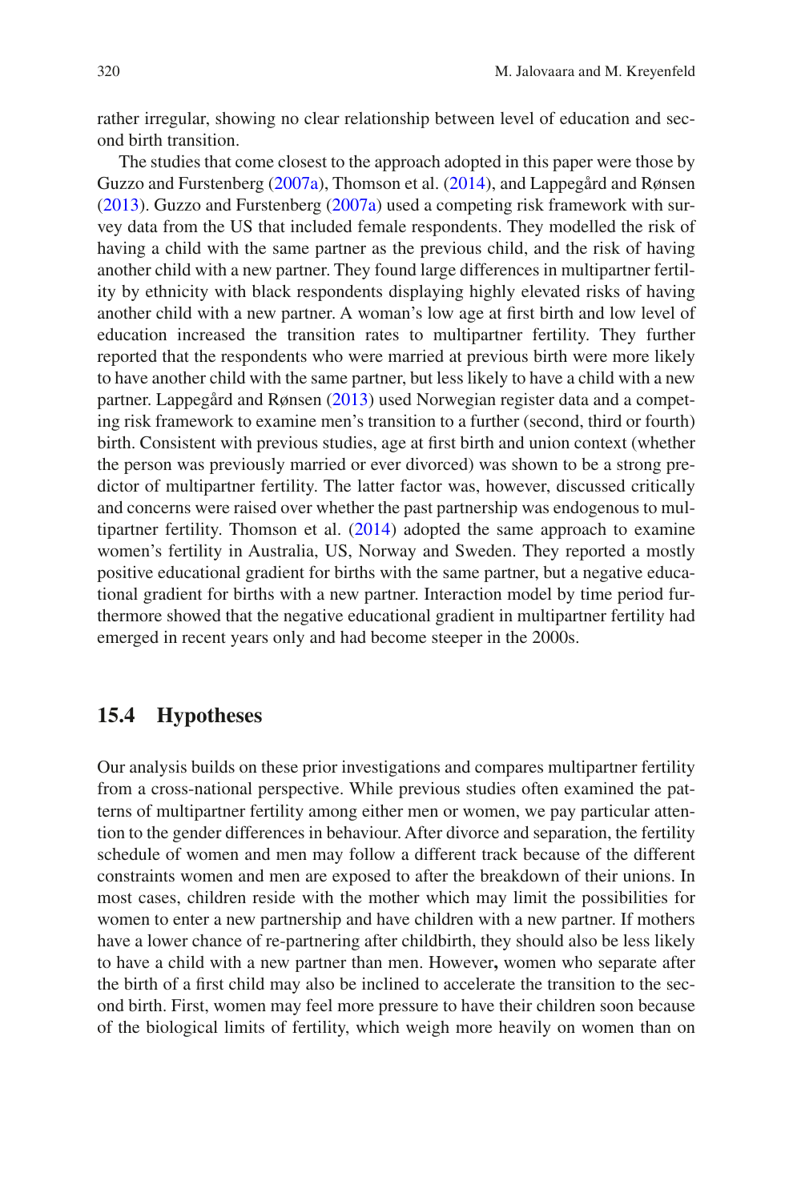rather irregular, showing no clear relationship between level of education and second birth transition.

The studies that come closest to the approach adopted in this paper were those by Guzzo and Furstenberg (2007a), Thomson et al. (2014), and Lappegård and Rønsen (2013). Guzzo and Furstenberg (2007a) used a competing risk framework with survey data from the US that included female respondents. They modelled the risk of having a child with the same partner as the previous child, and the risk of having another child with a new partner. They found large differences in multipartner fertility by ethnicity with black respondents displaying highly elevated risks of having another child with a new partner. A woman's low age at first birth and low level of education increased the transition rates to multipartner fertility. They further reported that the respondents who were married at previous birth were more likely to have another child with the same partner, but less likely to have a child with a new partner. Lappegård and Rønsen (2013) used Norwegian register data and a competing risk framework to examine men's transition to a further (second, third or fourth) birth. Consistent with previous studies, age at first birth and union context (whether the person was previously married or ever divorced) was shown to be a strong predictor of multipartner fertility. The latter factor was, however, discussed critically and concerns were raised over whether the past partnership was endogenous to multipartner fertility. Thomson et al. (2014) adopted the same approach to examine women's fertility in Australia, US, Norway and Sweden. They reported a mostly positive educational gradient for births with the same partner, but a negative educational gradient for births with a new partner. Interaction model by time period furthermore showed that the negative educational gradient in multipartner fertility had emerged in recent years only and had become steeper in the 2000s.

## 15.4 Hypotheses

Our analysis builds on these prior investigations and compares multipartner fertility from a cross-national perspective. While previous studies often examined the patterns of multipartner fertility among either men or women, we pay particular attention to the gender differences in behaviour. After divorce and separation, the fertility schedule of women and men may follow a different track because of the different constraints women and men are exposed to after the breakdown of their unions. In most cases, children reside with the mother which may limit the possibilities for women to enter a new partnership and have children with a new partner. If mothers have a lower chance of re-partnering after childbirth, they should also be less likely to have a child with a new partner than men. However**,** women who separate after the birth of a first child may also be inclined to accelerate the transition to the second birth. First, women may feel more pressure to have their children soon because of the biological limits of fertility, which weigh more heavily on women than on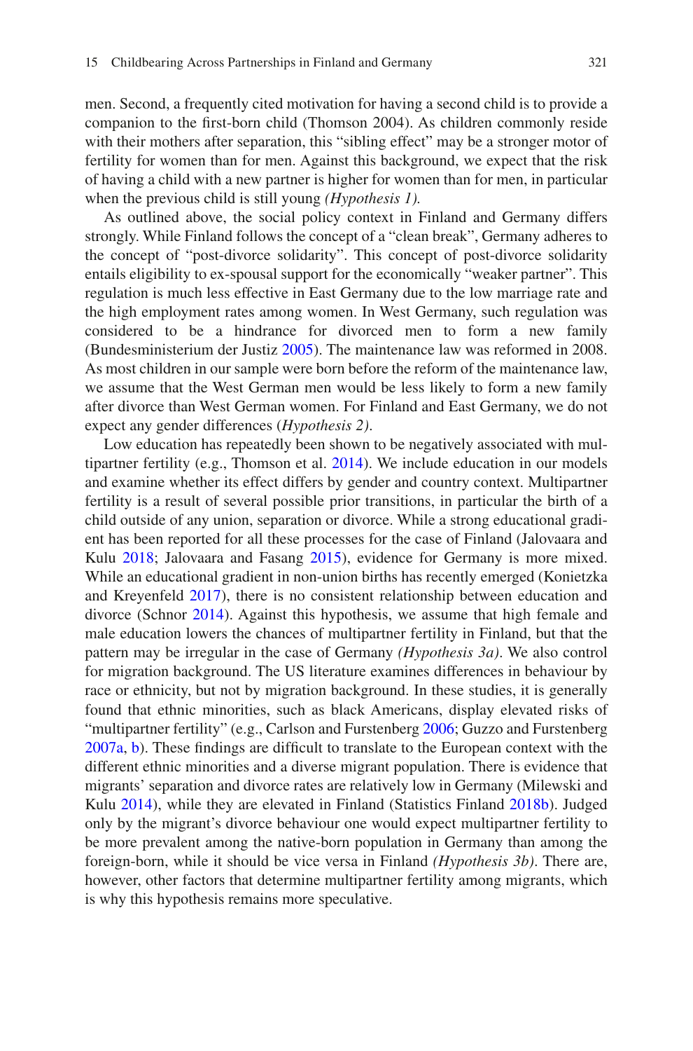men. Second, a frequently cited motivation for having a second child is to provide a companion to the first-born child (Thomson 2004). As children commonly reside with their mothers after separation, this "sibling effect" may be a stronger motor of fertility for women than for men. Against this background, we expect that the risk of having a child with a new partner is higher for women than for men, in particular when the previous child is still young *(Hypothesis 1).*

As outlined above, the social policy context in Finland and Germany differs strongly. While Finland follows the concept of a "clean break", Germany adheres to the concept of "post-divorce solidarity". This concept of post-divorce solidarity entails eligibility to ex-spousal support for the economically "weaker partner". This regulation is much less effective in East Germany due to the low marriage rate and the high employment rates among women. In West Germany, such regulation was considered to be a hindrance for divorced men to form a new family (Bundesministerium der Justiz 2005). The maintenance law was reformed in 2008. As most children in our sample were born before the reform of the maintenance law, we assume that the West German men would be less likely to form a new family after divorce than West German women. For Finland and East Germany, we do not expect any gender differences (*Hypothesis 2)*.

Low education has repeatedly been shown to be negatively associated with multipartner fertility (e.g., Thomson et al. 2014). We include education in our models and examine whether its effect differs by gender and country context. Multipartner fertility is a result of several possible prior transitions, in particular the birth of a child outside of any union, separation or divorce. While a strong educational gradient has been reported for all these processes for the case of Finland (Jalovaara and Kulu 2018; Jalovaara and Fasang 2015), evidence for Germany is more mixed. While an educational gradient in non-union births has recently emerged (Konietzka and Kreyenfeld 2017), there is no consistent relationship between education and divorce (Schnor 2014). Against this hypothesis, we assume that high female and male education lowers the chances of multipartner fertility in Finland, but that the pattern may be irregular in the case of Germany *(Hypothesis 3a)*. We also control for migration background. The US literature examines differences in behaviour by race or ethnicity, but not by migration background. In these studies, it is generally found that ethnic minorities, such as black Americans, display elevated risks of "multipartner fertility" (e.g., Carlson and Furstenberg 2006; Guzzo and Furstenberg 2007a, b). These findings are difficult to translate to the European context with the different ethnic minorities and a diverse migrant population. There is evidence that migrants' separation and divorce rates are relatively low in Germany (Milewski and Kulu 2014), while they are elevated in Finland (Statistics Finland 2018b). Judged only by the migrant's divorce behaviour one would expect multipartner fertility to be more prevalent among the native-born population in Germany than among the foreign-born, while it should be vice versa in Finland *(Hypothesis 3b)*. There are, however, other factors that determine multipartner fertility among migrants, which is why this hypothesis remains more speculative.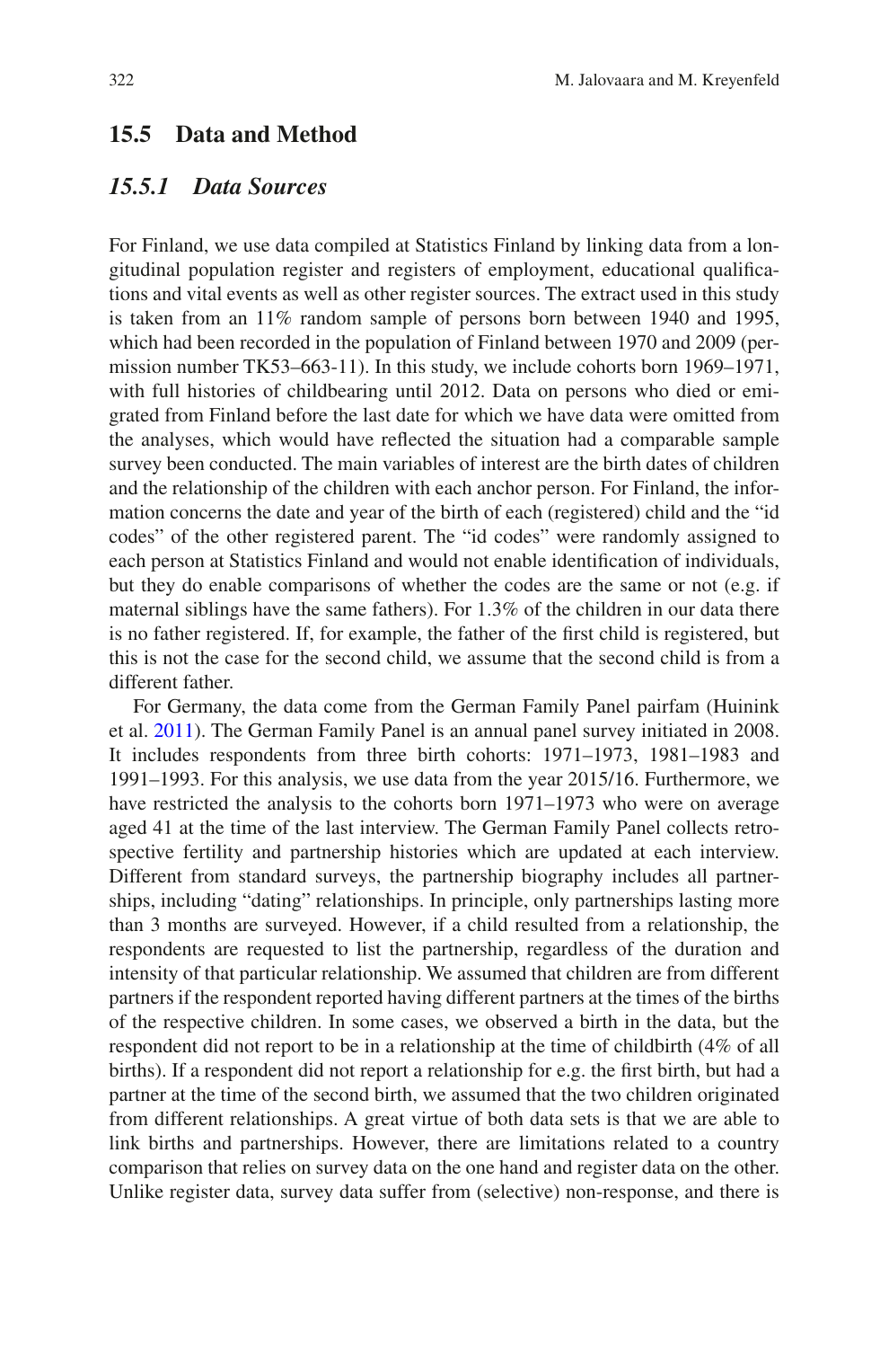## 15.5 Data and Method

### 15.5.1 Data Sources

For Finland, we use data compiled at Statistics Finland by linking data from a longitudinal population register and registers of employment, educational qualifications and vital events as well as other register sources. The extract used in this study is taken from an 11% random sample of persons born between 1940 and 1995, which had been recorded in the population of Finland between 1970 and 2009 (permission number TK53–663-11). In this study, we include cohorts born 1969–1971, with full histories of childbearing until 2012. Data on persons who died or emigrated from Finland before the last date for which we have data were omitted from the analyses, which would have reflected the situation had a comparable sample survey been conducted. The main variables of interest are the birth dates of children and the relationship of the children with each anchor person. For Finland, the information concerns the date and year of the birth of each (registered) child and the "id codes" of the other registered parent. The "id codes" were randomly assigned to each person at Statistics Finland and would not enable identification of individuals, but they do enable comparisons of whether the codes are the same or not (e.g. if maternal siblings have the same fathers). For 1.3% of the children in our data there is no father registered. If, for example, the father of the first child is registered, but this is not the case for the second child, we assume that the second child is from a different father.

For Germany, the data come from the German Family Panel pairfam (Huinink et al. 2011). The German Family Panel is an annual panel survey initiated in 2008. It includes respondents from three birth cohorts: 1971–1973, 1981–1983 and 1991–1993. For this analysis, we use data from the year 2015/16. Furthermore, we have restricted the analysis to the cohorts born 1971–1973 who were on average aged 41 at the time of the last interview. The German Family Panel collects retrospective fertility and partnership histories which are updated at each interview. Different from standard surveys, the partnership biography includes all partnerships, including "dating" relationships. In principle, only partnerships lasting more than 3 months are surveyed. However, if a child resulted from a relationship, the respondents are requested to list the partnership, regardless of the duration and intensity of that particular relationship. We assumed that children are from different partners if the respondent reported having different partners at the times of the births of the respective children. In some cases, we observed a birth in the data, but the respondent did not report to be in a relationship at the time of childbirth (4% of all births). If a respondent did not report a relationship for e.g. the first birth, but had a partner at the time of the second birth, we assumed that the two children originated from different relationships. A great virtue of both data sets is that we are able to link births and partnerships. However, there are limitations related to a country comparison that relies on survey data on the one hand and register data on the other. Unlike register data, survey data suffer from (selective) non-response, and there is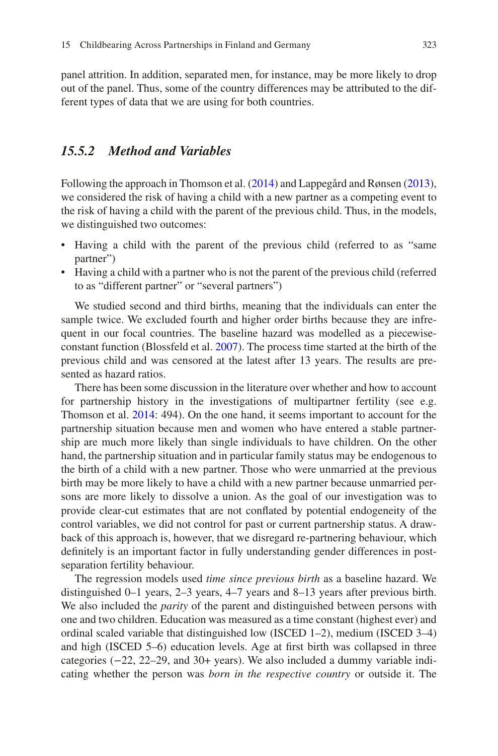panel attrition. In addition, separated men, for instance, may be more likely to drop out of the panel. Thus, some of the country differences may be attributed to the different types of data that we are using for both countries.

### *15.5.2 Method and Variables*

Following the approach in Thomson et al. (2014) and Lappegård and Rønsen (2013), we considered the risk of having a child with a new partner as a competing event to the risk of having a child with the parent of the previous child. Thus, in the models, we distinguished two outcomes:

- Having a child with the parent of the previous child (referred to as "same partner")
- Having a child with a partner who is not the parent of the previous child (referred to as "different partner" or "several partners")

We studied second and third births, meaning that the individuals can enter the sample twice. We excluded fourth and higher order births because they are infrequent in our focal countries. The baseline hazard was modelled as a piecewise-constant function (Blossfeld et al. 2007). The process time started at the birth of the previous child and was censored at the latest after 13 years. The results are presented as hazard ratios.

There has been some discussion in the literature over whether and how to account for partnership history in the investigations of multipartner fertility (see e.g. Thomson et al. 2014: 494). On the one hand, it seems important to account for the partnership situation because men and women who have entered a stable partnership are much more likely than single individuals to have children. On the other hand, the partnership situation and in particular family status may be endogenous to the birth of a child with a new partner. Those who were unmarried at the previous birth may be more likely to have a child with a new partner because unmarried persons are more likely to dissolve a union. As the goal of our investigation was to provide clear-cut estimates that are not conflated by potential endogeneity of the control variables, we did not control for past or current partnership status. A drawback of this approach is, however, that we disregard re-partnering behaviour, which definitely is an important factor in fully understanding gender differences in post-separation fertility behaviour.

The regression models used *time since previous birth* as a baseline hazard. We distinguished 0–1 years, 2–3 years, 4–7 years and 8–13 years after previous birth. We also included the *parity* of the parent and distinguished between persons with one and two children. Education was measured as a time constant (highest ever) and ordinal scaled variable that distinguished low (ISCED 1–2), medium (ISCED 3–4) and high (ISCED 5–6) education levels. Age at first birth was collapsed in three categories (−22, 22–29, and 30+ years). We also included a dummy variable indicating whether the person was *born in the respective country* or outside it. The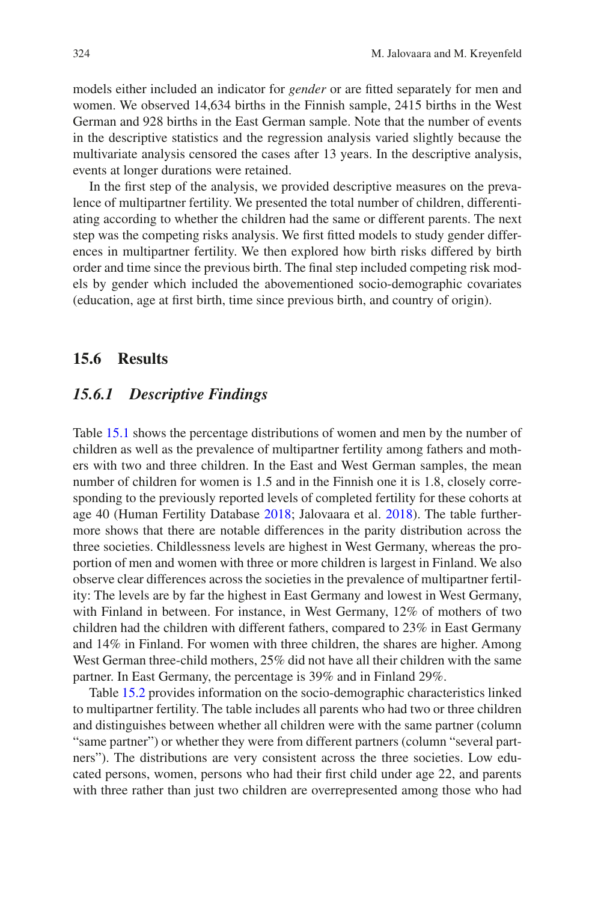models either included an indicator for *gender* or are fitted separately for men and women. We observed 14,634 births in the Finnish sample, 2415 births in the West German and 928 births in the East German sample. Note that the number of events in the descriptive statistics and the regression analysis varied slightly because the multivariate analysis censored the cases after 13 years. In the descriptive analysis, events at longer durations were retained.

In the first step of the analysis, we provided descriptive measures on the prevalence of multipartner fertility. We presented the total number of children, differentiating according to whether the children had the same or different parents. The next step was the competing risks analysis. We first fitted models to study gender differences in multipartner fertility. We then explored how birth risks differed by birth order and time since the previous birth. The final step included competing risk models by gender which included the abovementioned socio-demographic covariates (education, age at first birth, time since previous birth, and country of origin).

## 15.6 Results

### 15.6.1 Descriptive Findings

Table 15.1 shows the percentage distributions of women and men by the number of children as well as the prevalence of multipartner fertility among fathers and mothers with two and three children. In the East and West German samples, the mean number of children for women is 1.5 and in the Finnish one it is 1.8, closely corresponding to the previously reported levels of completed fertility for these cohorts at age 40 (Human Fertility Database 2018; Jalovaara et al. 2018). The table furthermore shows that there are notable differences in the parity distribution across the three societies. Childlessness levels are highest in West Germany, whereas the proportion of men and women with three or more children is largest in Finland. We also observe clear differences across the societies in the prevalence of multipartner fertility: The levels are by far the highest in East Germany and lowest in West Germany, with Finland in between. For instance, in West Germany, 12% of mothers of two children had the children with different fathers, compared to 23% in East Germany and 14% in Finland. For women with three children, the shares are higher. Among West German three-child mothers, 25% did not have all their children with the same partner. In East Germany, the percentage is 39% and in Finland 29%.

Table 15.2 provides information on the socio-demographic characteristics linked to multipartner fertility. The table includes all parents who had two or three children and distinguishes between whether all children were with the same partner (column "same partner") or whether they were from different partners (column "several partners"). The distributions are very consistent across the three societies. Low educated persons, women, persons who had their first child under age 22, and parents with three rather than just two children are overrepresented among those who had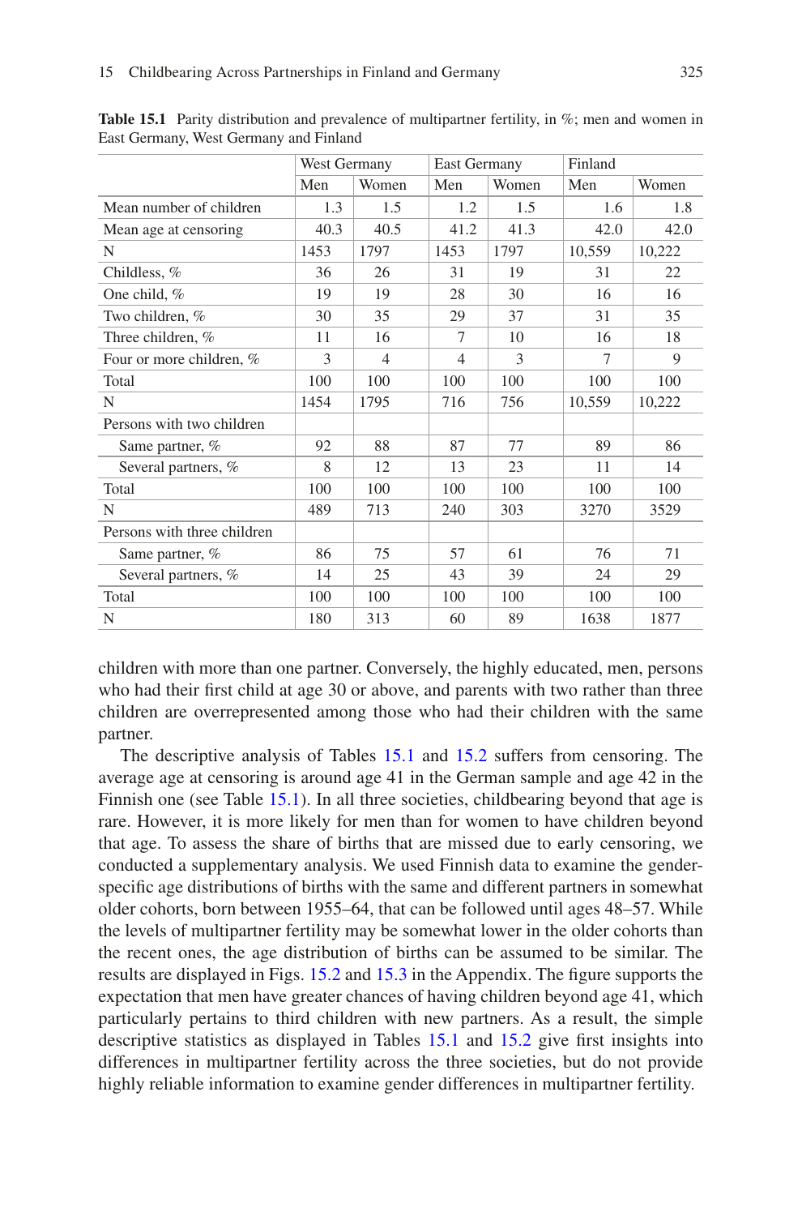**Table 15.1** Parity distribution and prevalence of multipartner fertility, in %; men and women in East Germany, West Germany and Finland

| | West Germany | | East Germany | | Finland | |
|---|---|---|---|---|---|---|
| | Men | Women | Men | Women | Men | Women |
| Mean number of children | 1.3 | 1.5 | 1.2 | 1.5 | 1.6 | 1.8 |
| Mean age at censoring | 40.3 | 40.5 | 41.2 | 41.3 | 42.0 | 42.0 |
| N | 1453 | 1797 | 1453 | 1797 | 10,559 | 10,222 |
| Childless, % | 36 | 26 | 31 | 19 | 31 | 22 |
| One child, % | 19 | 19 | 28 | 30 | 16 | 16 |
| Two children, % | 30 | 35 | 29 | 37 | 31 | 35 |
| Three children, % | 11 | 16 | 7 | 10 | 16 | 18 |
| Four or more children, % | 3 | 4 | 4 | 3 | 7 | 9 |
| Total | 100 | 100 | 100 | 100 | 100 | 100 |
| N | 1454 | 1795 | 716 | 756 | 10,559 | 10,222 |
| Persons with two children | | | | | | |
| Same partner, % | 92 | 88 | 87 | 77 | 89 | 86 |
| Several partners, % | 8 | 12 | 13 | 23 | 11 | 14 |
| Total | 100 | 100 | 100 | 100 | 100 | 100 |
| N | 489 | 713 | 240 | 303 | 3270 | 3529 |
| Persons with three children | | | | | | |
| Same partner, % | 86 | 75 | 57 | 61 | 76 | 71 |
| Several partners, % | 14 | 25 | 43 | 39 | 24 | 29 |
| Total | 100 | 100 | 100 | 100 | 100 | 100 |
| N | 180 | 313 | 60 | 89 | 1638 | 1877 |

children with more than one partner. Conversely, the highly educated, men, persons who had their first child at age 30 or above, and parents with two rather than three children are overrepresented among those who had their children with the same partner.

The descriptive analysis of Tables 15.1 and 15.2 suffers from censoring. The average age at censoring is around age 41 in the German sample and age 42 in the Finnish one (see Table 15.1). In all three societies, childbearing beyond that age is rare. However, it is more likely for men than for women to have children beyond that age. To assess the share of births that are missed due to early censoring, we conducted a supplementary analysis. We used Finnish data to examine the gender-specific age distributions of births with the same and different partners in somewhat older cohorts, born between 1955–64, that can be followed until ages 48–57. While the levels of multipartner fertility may be somewhat lower in the older cohorts than the recent ones, the age distribution of births can be assumed to be similar. The results are displayed in Figs. 15.2 and 15.3 in the Appendix. The figure supports the expectation that men have greater chances of having children beyond age 41, which particularly pertains to third children with new partners. As a result, the simple descriptive statistics as displayed in Tables 15.1 and 15.2 give first insights into differences in multipartner fertility across the three societies, but do not provide highly reliable information to examine gender differences in multipartner fertility.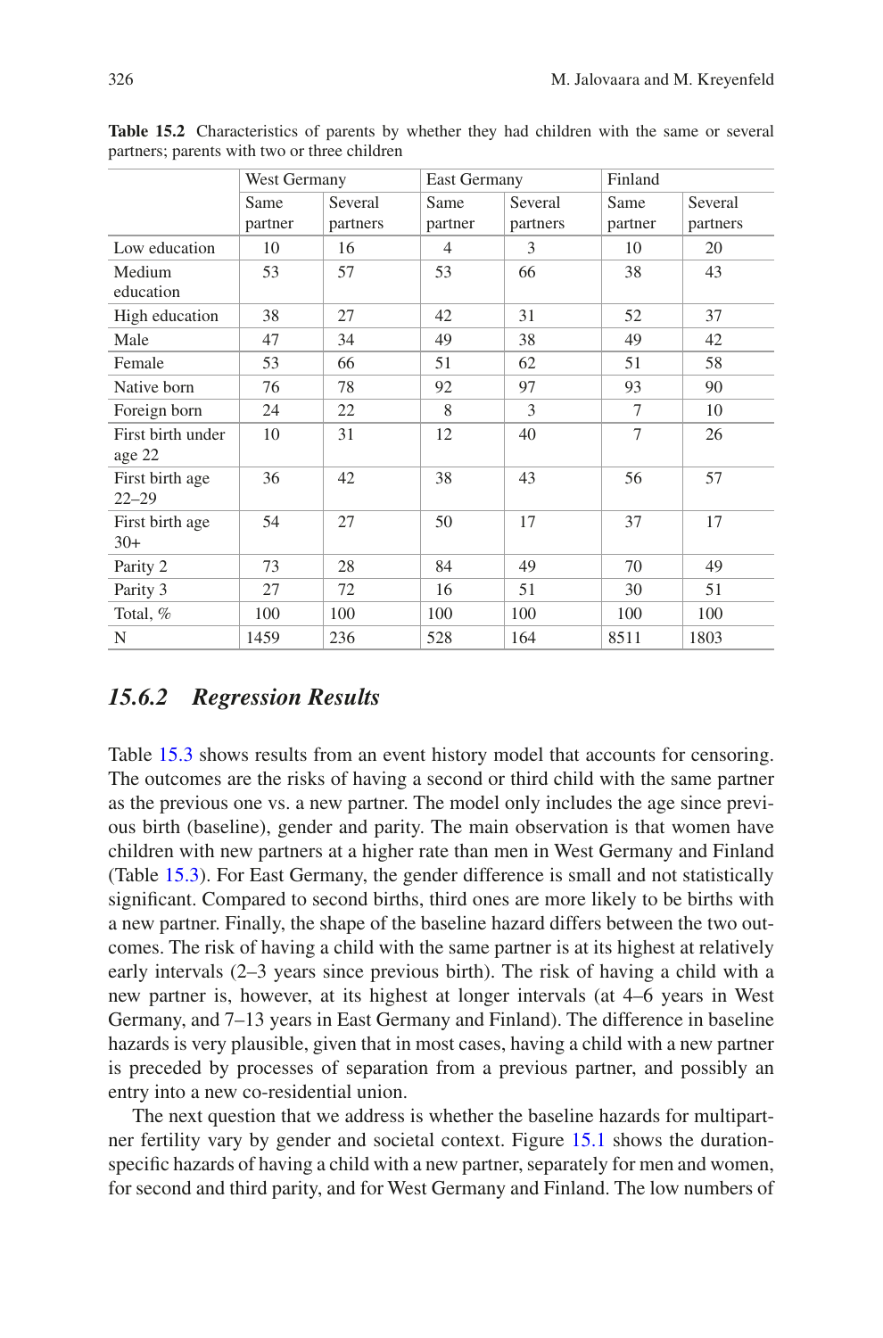**Table 15.2** Characteristics of parents by whether they had children with the same or several partners; parents with two or three children

| | West Germany | | East Germany | | Finland | |
|---|---|---|---|---|---|---|
| | Same partner | Several partners | Same partner | Several partners | Same partner | Several partners |
| Low education | 10 | 16 | 4 | 3 | 10 | 20 |
| Medium education | 53 | 57 | 53 | 66 | 38 | 43 |
| High education | 38 | 27 | 42 | 31 | 52 | 37 |
| Male | 47 | 34 | 49 | 38 | 49 | 42 |
| Female | 53 | 66 | 51 | 62 | 51 | 58 |
| Native born | 76 | 78 | 92 | 97 | 93 | 90 |
| Foreign born | 24 | 22 | 8 | 3 | 7 | 10 |
| First birth under age 22 | 10 | 31 | 12 | 40 | 7 | 26 |
| First birth age 22–29 | 36 | 42 | 38 | 43 | 56 | 57 |
| First birth age 30+ | 54 | 27 | 50 | 17 | 37 | 17 |
| Parity 2 | 73 | 28 | 84 | 49 | 70 | 49 |
| Parity 3 | 27 | 72 | 16 | 51 | 30 | 51 |
| Total, % | 100 | 100 | 100 | 100 | 100 | 100 |
| N | 1459 | 236 | 528 | 164 | 8511 | 1803 |

### *15.6.2 Regression Results*

Table 15.3 shows results from an event history model that accounts for censoring. The outcomes are the risks of having a second or third child with the same partner as the previous one vs. a new partner. The model only includes the age since previous birth (baseline), gender and parity. The main observation is that women have children with new partners at a higher rate than men in West Germany and Finland (Table 15.3). For East Germany, the gender difference is small and not statistically significant. Compared to second births, third ones are more likely to be births with a new partner. Finally, the shape of the baseline hazard differs between the two outcomes. The risk of having a child with the same partner is at its highest at relatively early intervals (2–3 years since previous birth). The risk of having a child with a new partner is, however, at its highest at longer intervals (at 4–6 years in West Germany, and 7–13 years in East Germany and Finland). The difference in baseline hazards is very plausible, given that in most cases, having a child with a new partner is preceded by processes of separation from a previous partner, and possibly an entry into a new co-residential union.

The next question that we address is whether the baseline hazards for multipartner fertility vary by gender and societal context. Figure 15.1 shows the duration-specific hazards of having a child with a new partner, separately for men and women, for second and third parity, and for West Germany and Finland. The low numbers of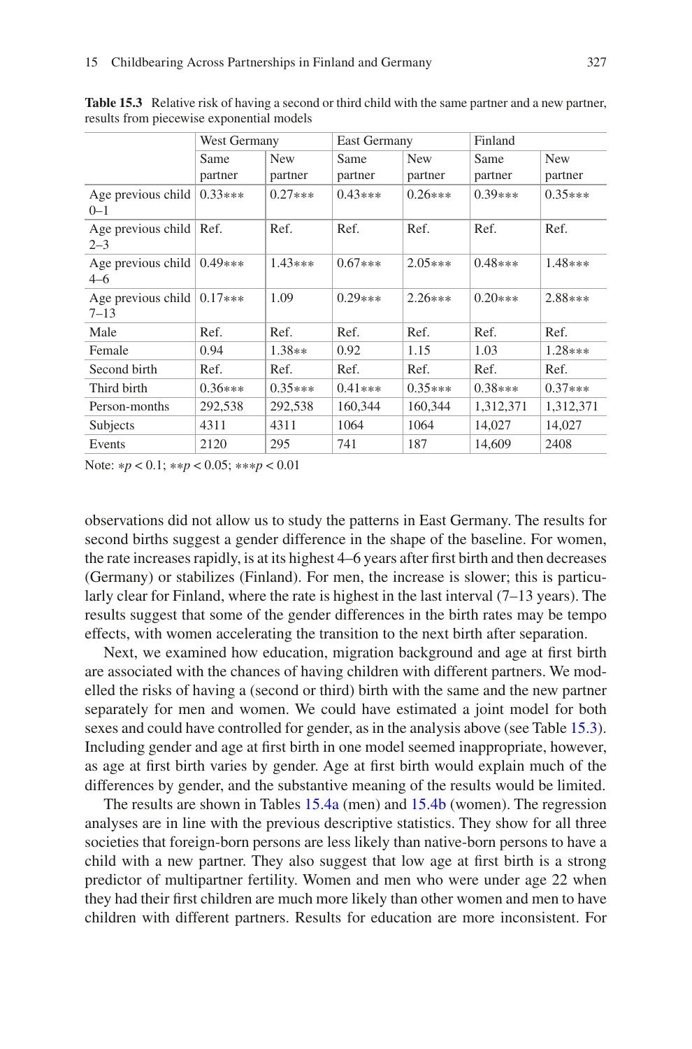**Table 15.3** Relative risk of having a second or third child with the same partner and a new partner, results from piecewise exponential models

| | West Germany | | East Germany | | Finland | |
|---|---|---|---|---|---|---|
| | Same partner | New partner | Same partner | New partner | Same partner | New partner |
| Age previous child 0–1 | 0.33*** | 0.27*** | 0.43*** | 0.26*** | 0.39*** | 0.35*** |
| Age previous child 2–3 | Ref. | Ref. | Ref. | Ref. | Ref. | Ref. |
| Age previous child 4–6 | 0.49*** | 1.43*** | 0.67*** | 2.05*** | 0.48*** | 1.48*** |
| Age previous child 7–13 | 0.17*** | 1.09 | 0.29*** | 2.26*** | 0.20*** | 2.88*** |
| Male | Ref. | Ref. | Ref. | Ref. | Ref. | Ref. |
| Female | 0.94 | 1.38** | 0.92 | 1.15 | 1.03 | 1.28*** |
| Second birth | Ref. | Ref. | Ref. | Ref. | Ref. | Ref. |
| Third birth | 0.36*** | 0.35*** | 0.41*** | 0.35*** | 0.38*** | 0.37*** |
| Person-months | 292,538 | 292,538 | 160,344 | 160,344 | 1,312,371 | 1,312,371 |
| Subjects | 4311 | 4311 | 1064 | 1064 | 14,027 | 14,027 |
| Events | 2120 | 295 | 741 | 187 | 14,609 | 2408 |

Note: *$p < 0.1$; **$p < 0.05$; ***$p < 0.01$

observations did not allow us to study the patterns in East Germany. The results for second births suggest a gender difference in the shape of the baseline. For women, the rate increases rapidly, is at its highest 4–6 years after first birth and then decreases (Germany) or stabilizes (Finland). For men, the increase is slower; this is particularly clear for Finland, where the rate is highest in the last interval (7–13 years). The results suggest that some of the gender differences in the birth rates may be tempo effects, with women accelerating the transition to the next birth after separation.

Next, we examined how education, migration background and age at first birth are associated with the chances of having children with different partners. We modelled the risks of having a (second or third) birth with the same and the new partner separately for men and women. We could have estimated a joint model for both sexes and could have controlled for gender, as in the analysis above (see Table 15.3). Including gender and age at first birth in one model seemed inappropriate, however, as age at first birth varies by gender. Age at first birth would explain much of the differences by gender, and the substantive meaning of the results would be limited.

The results are shown in Tables 15.4a (men) and 15.4b (women). The regression analyses are in line with the previous descriptive statistics. They show for all three societies that foreign-born persons are less likely than native-born persons to have a child with a new partner. They also suggest that low age at first birth is a strong predictor of multipartner fertility. Women and men who were under age 22 when they had their first children are much more likely than other women and men to have children with different partners. Results for education are more inconsistent. For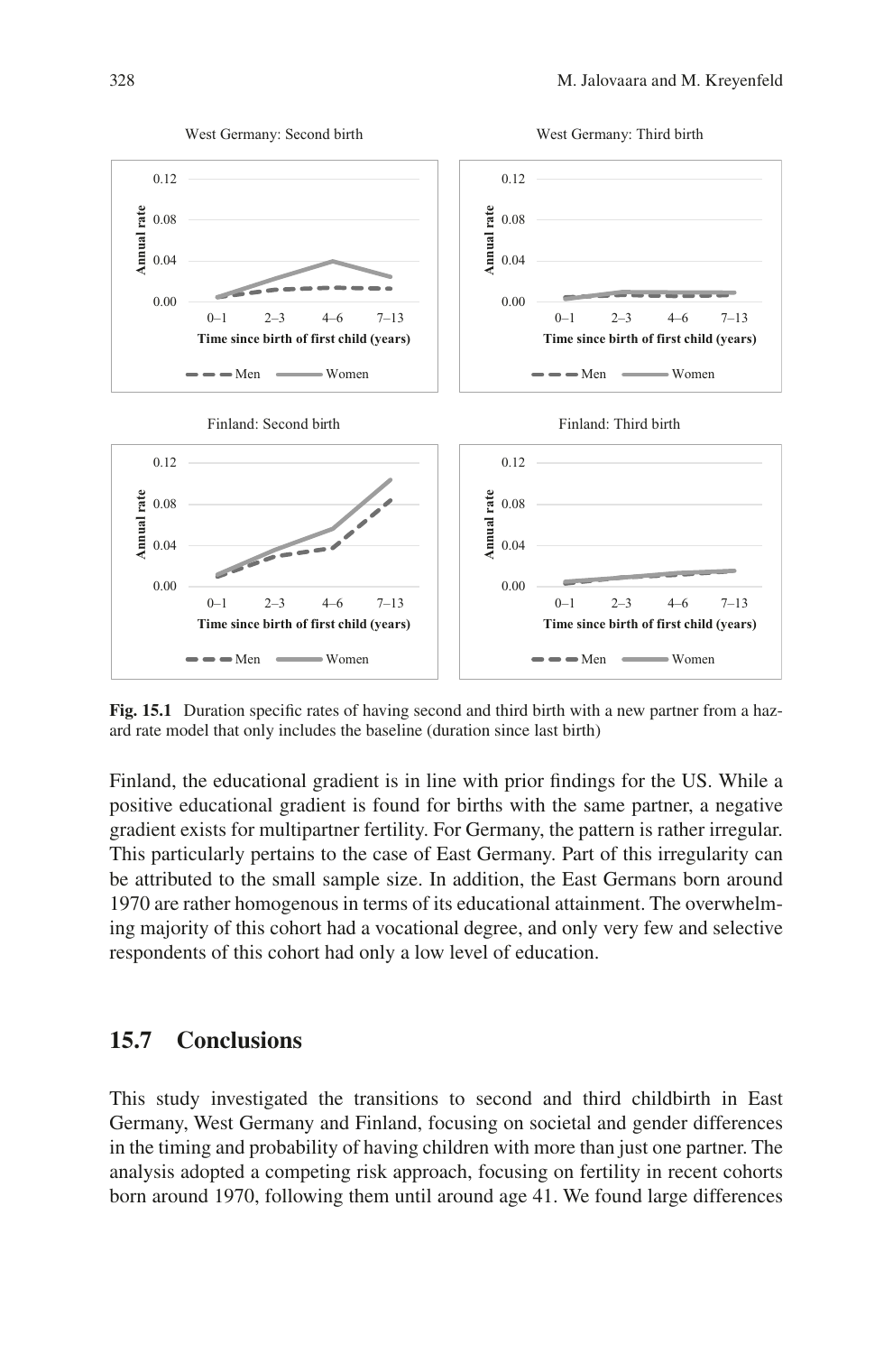Fig. 15.1 Duration specific rates of having second and third birth with a new partner from a hazard rate model that only includes the baseline (duration since last birth)

Finland, the educational gradient is in line with prior findings for the US. While a positive educational gradient is found for births with the same partner, a negative gradient exists for multipartner fertility. For Germany, the pattern is rather irregular. This particularly pertains to the case of East Germany. Part of this irregularity can be attributed to the small sample size. In addition, the East Germans born around 1970 are rather homogenous in terms of its educational attainment. The overwhelming majority of this cohort had a vocational degree, and only very few and selective respondents of this cohort had only a low level of education.

## 15.7 Conclusions

This study investigated the transitions to second and third childbirth in East Germany, West Germany and Finland, focusing on societal and gender differences in the timing and probability of having children with more than just one partner. The analysis adopted a competing risk approach, focusing on fertility in recent cohorts born around 1970, following them until around age 41. We found large differences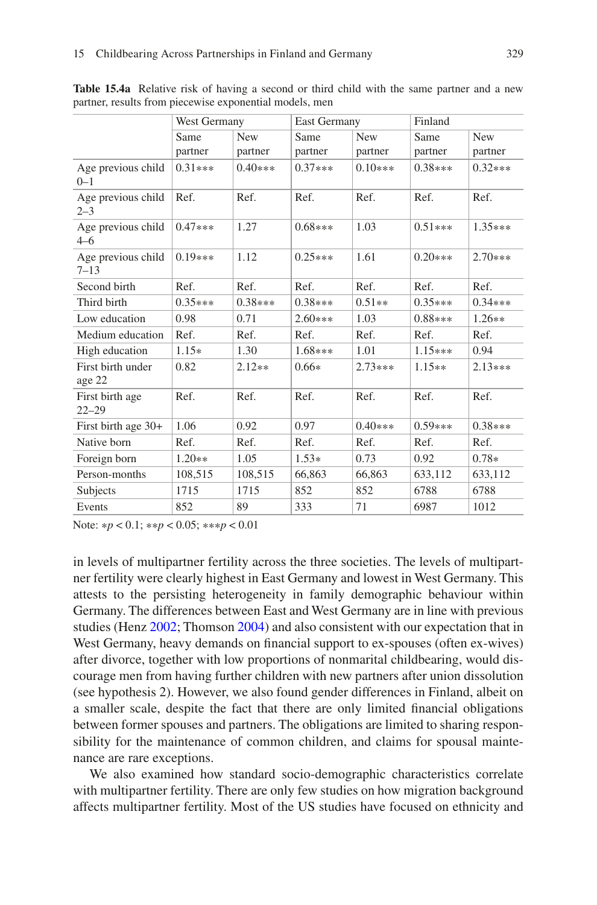**Table 15.4a** Relative risk of having a second or third child with the same partner and a new partner, results from piecewise exponential models, men

| | West Germany | | East Germany | | Finland | |
|---|---|---|---|---|---|---|
| | Same partner | New partner | Same partner | New partner | Same partner | New partner |
| Age previous child 0–1 | 0.31*** | 0.40*** | 0.37*** | 0.10*** | 0.38*** | 0.32*** |
| Age previous child 2–3 | Ref. | Ref. | Ref. | Ref. | Ref. | Ref. |
| Age previous child 4–6 | 0.47*** | 1.27 | 0.68*** | 1.03 | 0.51*** | 1.35*** |
| Age previous child 7–13 | 0.19*** | 1.12 | 0.25*** | 1.61 | 0.20*** | 2.70*** |
| Second birth | Ref. | Ref. | Ref. | Ref. | Ref. | Ref. |
| Third birth | 0.35*** | 0.38*** | 0.38*** | 0.51** | 0.35*** | 0.34*** |
| Low education | 0.98 | 0.71 | 2.60*** | 1.03 | 0.88*** | 1.26** |
| Medium education | Ref. | Ref. | Ref. | Ref. | Ref. | Ref. |
| High education | 1.15* | 1.30 | 1.68*** | 1.01 | 1.15*** | 0.94 |
| First birth under age 22 | 0.82 | 2.12** | 0.66* | 2.73*** | 1.15** | 2.13*** |
| First birth age 22–29 | Ref. | Ref. | Ref. | Ref. | Ref. | Ref. |
| First birth age 30+ | 1.06 | 0.92 | 0.97 | 0.40*** | 0.59*** | 0.38*** |
| Native born | Ref. | Ref. | Ref. | Ref. | Ref. | Ref. |
| Foreign born | 1.20** | 1.05 | 1.53* | 0.73 | 0.92 | 0.78* |
| Person-months | 108,515 | 108,515 | 66,863 | 66,863 | 633,112 | 633,112 |
| Subjects | 1715 | 1715 | 852 | 852 | 6788 | 6788 |
| Events | 852 | 89 | 333 | 71 | 6987 | 1012 |

Note: *$p < 0.1$; **$p < 0.05$; ***$p < 0.01$

in levels of multipartner fertility across the three societies. The levels of multipartner fertility were clearly highest in East Germany and lowest in West Germany. This attests to the persisting heterogeneity in family demographic behaviour within Germany. The differences between East and West Germany are in line with previous studies (Henz 2002; Thomson 2004) and also consistent with our expectation that in West Germany, heavy demands on financial support to ex-spouses (often ex-wives) after divorce, together with low proportions of nonmarital childbearing, would discourage men from having further children with new partners after union dissolution (see hypothesis 2). However, we also found gender differences in Finland, albeit on a smaller scale, despite the fact that there are only limited financial obligations between former spouses and partners. The obligations are limited to sharing responsibility for the maintenance of common children, and claims for spousal maintenance are rare exceptions.

We also examined how standard socio-demographic characteristics correlate with multipartner fertility. There are only few studies on how migration background affects multipartner fertility. Most of the US studies have focused on ethnicity and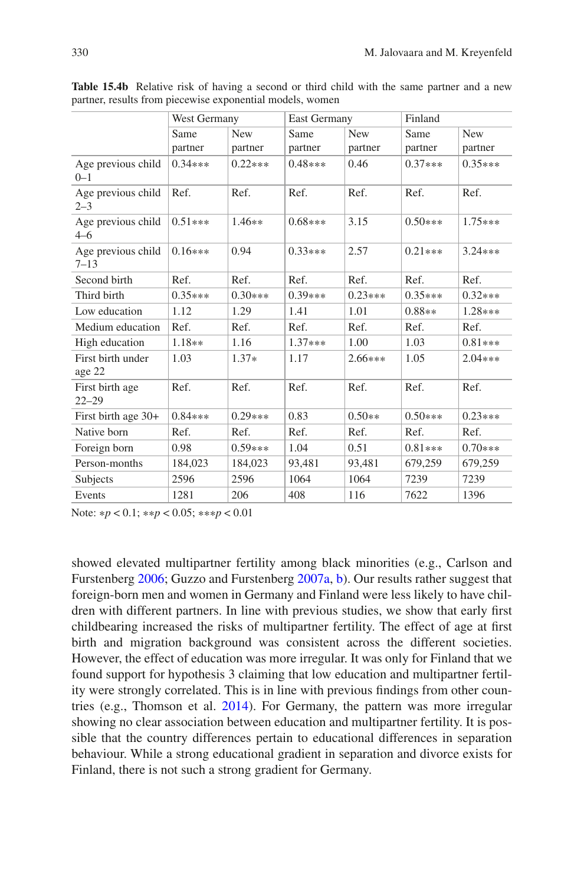**Table 15.4b** Relative risk of having a second or third child with the same partner and a new partner, results from piecewise exponential models, women

| | West Germany | | East Germany | | Finland | |
|---|---|---|---|---|---|---|
| | Same partner | New partner | Same partner | New partner | Same partner | New partner |
| Age previous child 0–1 | 0.34*** | 0.22*** | 0.48*** | 0.46 | 0.37*** | 0.35*** |
| Age previous child 2–3 | Ref. | Ref. | Ref. | Ref. | Ref. | Ref. |
| Age previous child 4–6 | 0.51*** | 1.46** | 0.68*** | 3.15 | 0.50*** | 1.75*** |
| Age previous child 7–13 | 0.16*** | 0.94 | 0.33*** | 2.57 | 0.21*** | 3.24*** |
| Second birth | Ref. | Ref. | Ref. | Ref. | Ref. | Ref. |
| Third birth | 0.35*** | 0.30*** | 0.39*** | 0.23*** | 0.35*** | 0.32*** |
| Low education | 1.12 | 1.29 | 1.41 | 1.01 | 0.88** | 1.28*** |
| Medium education | Ref. | Ref. | Ref. | Ref. | Ref. | Ref. |
| High education | 1.18** | 1.16 | 1.37*** | 1.00 | 1.03 | 0.81*** |
| First birth under age 22 | 1.03 | 1.37* | 1.17 | 2.66*** | 1.05 | 2.04*** |
| First birth age 22–29 | Ref. | Ref. | Ref. | Ref. | Ref. | Ref. |
| First birth age 30+ | 0.84*** | 0.29*** | 0.83 | 0.50** | 0.50*** | 0.23*** |
| Native born | Ref. | Ref. | Ref. | Ref. | Ref. | Ref. |
| Foreign born | 0.98 | 0.59*** | 1.04 | 0.51 | 0.81*** | 0.70*** |
| Person-months | 184,023 | 184,023 | 93,481 | 93,481 | 679,259 | 679,259 |
| Subjects | 2596 | 2596 | 1064 | 1064 | 7239 | 7239 |
| Events | 1281 | 206 | 408 | 116 | 7622 | 1396 |

Note: *$p < 0.1$; **$p < 0.05$; ***$p < 0.01$

showed elevated multipartner fertility among black minorities (e.g., Carlson and Furstenberg 2006; Guzzo and Furstenberg 2007a, b). Our results rather suggest that foreign-born men and women in Germany and Finland were less likely to have children with different partners. In line with previous studies, we show that early first childbearing increased the risks of multipartner fertility. The effect of age at first birth and migration background was consistent across the different societies. However, the effect of education was more irregular. It was only for Finland that we found support for hypothesis 3 claiming that low education and multipartner fertility were strongly correlated. This is in line with previous findings from other countries (e.g., Thomson et al. 2014). For Germany, the pattern was more irregular showing no clear association between education and multipartner fertility. It is possible that the country differences pertain to educational differences in separation behaviour. While a strong educational gradient in separation and divorce exists for Finland, there is not such a strong gradient for Germany.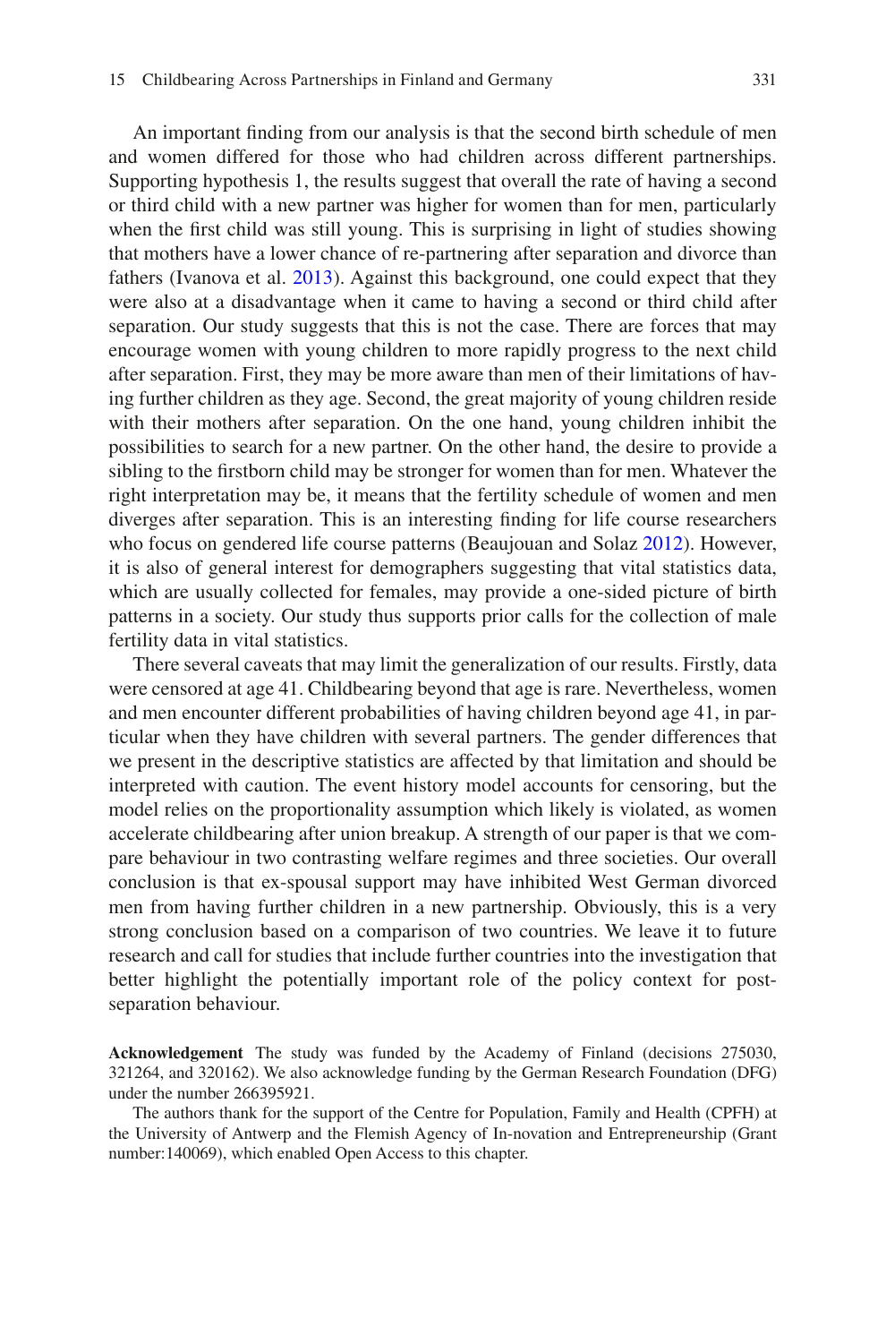An important finding from our analysis is that the second birth schedule of men and women differed for those who had children across different partnerships. Supporting hypothesis 1, the results suggest that overall the rate of having a second or third child with a new partner was higher for women than for men, particularly when the first child was still young. This is surprising in light of studies showing that mothers have a lower chance of re-partnering after separation and divorce than fathers (Ivanova et al. 2013). Against this background, one could expect that they were also at a disadvantage when it came to having a second or third child after separation. Our study suggests that this is not the case. There are forces that may encourage women with young children to more rapidly progress to the next child after separation. First, they may be more aware than men of their limitations of having further children as they age. Second, the great majority of young children reside with their mothers after separation. On the one hand, young children inhibit the possibilities to search for a new partner. On the other hand, the desire to provide a sibling to the firstborn child may be stronger for women than for men. Whatever the right interpretation may be, it means that the fertility schedule of women and men diverges after separation. This is an interesting finding for life course researchers who focus on gendered life course patterns (Beaujouan and Solaz 2012). However, it is also of general interest for demographers suggesting that vital statistics data, which are usually collected for females, may provide a one-sided picture of birth patterns in a society. Our study thus supports prior calls for the collection of male fertility data in vital statistics.

There several caveats that may limit the generalization of our results. Firstly, data were censored at age 41. Childbearing beyond that age is rare. Nevertheless, women and men encounter different probabilities of having children beyond age 41, in particular when they have children with several partners. The gender differences that we present in the descriptive statistics are affected by that limitation and should be interpreted with caution. The event history model accounts for censoring, but the model relies on the proportionality assumption which likely is violated, as women accelerate childbearing after union breakup. A strength of our paper is that we compare behaviour in two contrasting welfare regimes and three societies. Our overall conclusion is that ex-spousal support may have inhibited West German divorced men from having further children in a new partnership. Obviously, this is a very strong conclusion based on a comparison of two countries. We leave it to future research and call for studies that include further countries into the investigation that better highlight the potentially important role of the policy context for post-separation behaviour.

**Acknowledgement** The study was funded by the Academy of Finland (decisions 275030, 321264, and 320162). We also acknowledge funding by the German Research Foundation (DFG) under the number 266395921.

The authors thank for the support of the Centre for Population, Family and Health (CPFH) at the University of Antwerp and the Flemish Agency of In-novation and Entrepreneurship (Grant number:140069), which enabled Open Access to this chapter.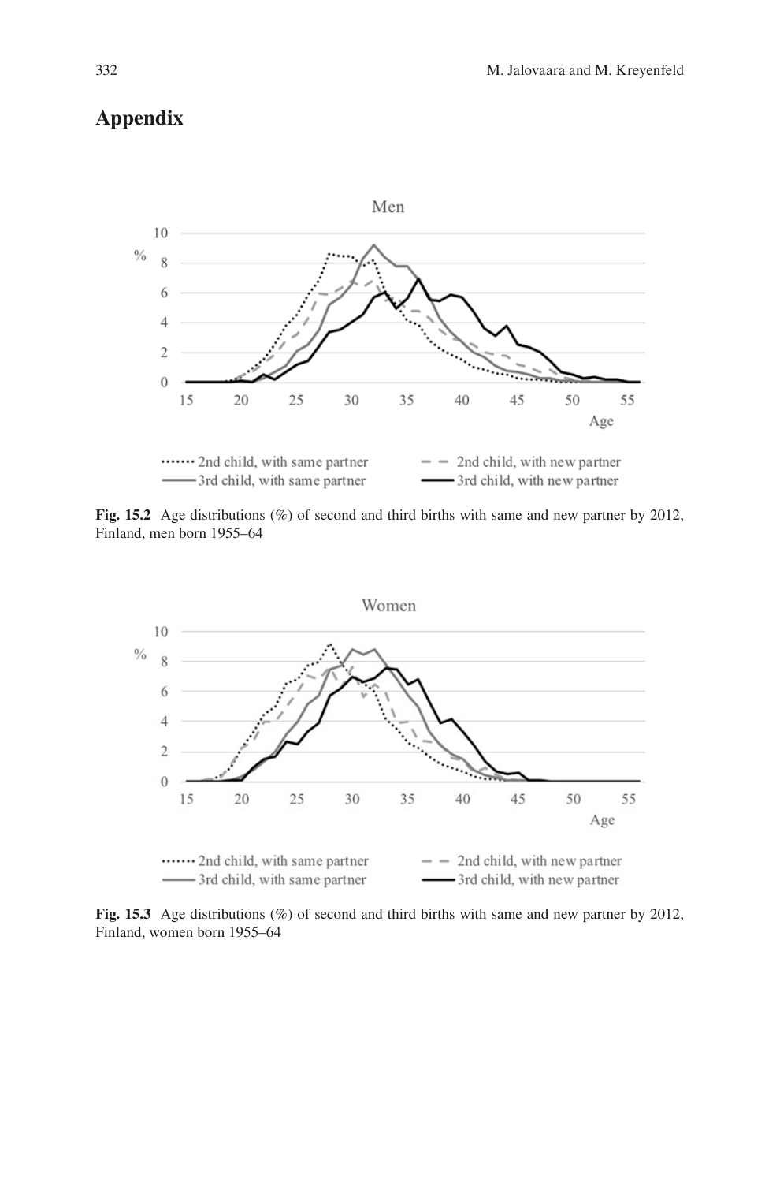## Appendix

**Fig. 15.2** Age distributions (%) of second and third births with same and new partner by 2012, Finland, men born 1955–64

**Fig. 15.3** Age distributions (%) of second and third births with same and new partner by 2012, Finland, women born 1955–64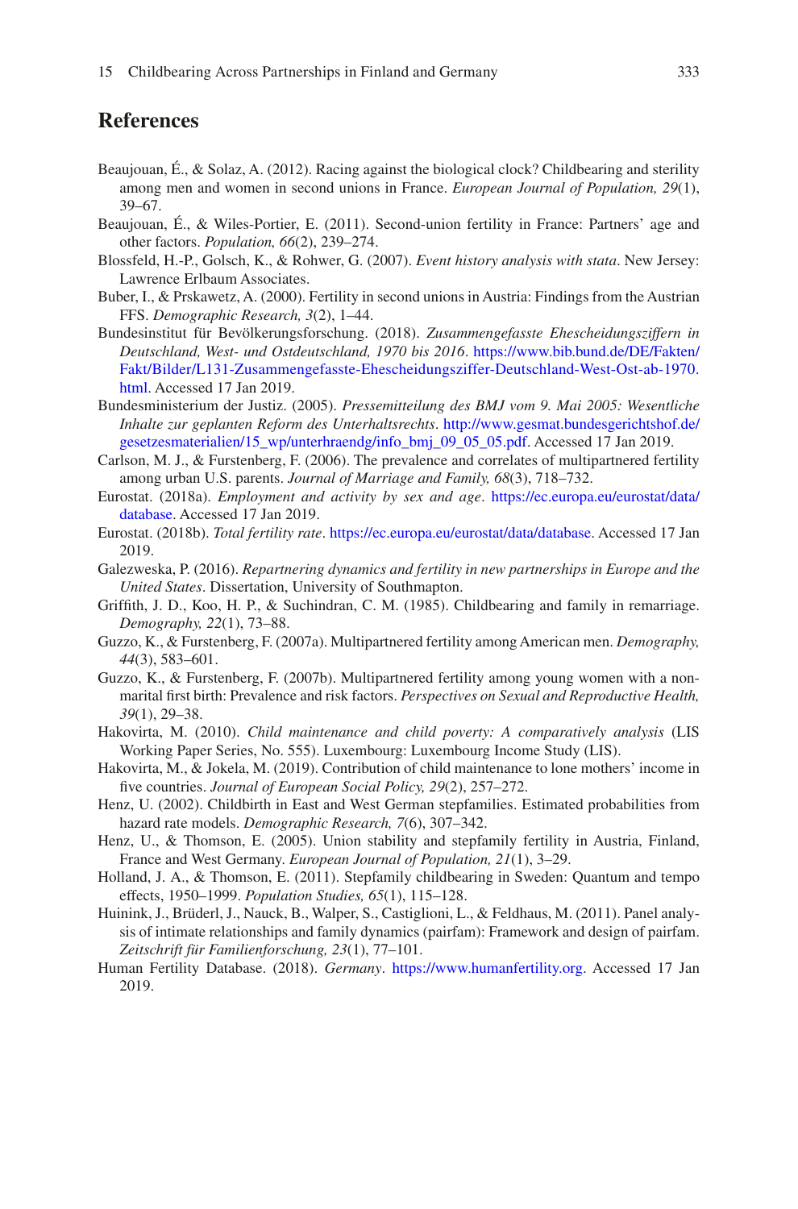## References

Beaujouan, É., & Solaz, A. (2012). Racing against the biological clock? Childbearing and sterility among men and women in second unions in France. *European Journal of Population, 29*(1), 39–67.

Beaujouan, É., & Wiles-Portier, E. (2011). Second-union fertility in France: Partners' age and other factors. *Population, 66*(2), 239–274.

Blossfeld, H.-P., Golsch, K., & Rohwer, G. (2007). *Event history analysis with stata*. New Jersey: Lawrence Erlbaum Associates.

Buber, I., & Prskawetz, A. (2000). Fertility in second unions in Austria: Findings from the Austrian FFS. *Demographic Research, 3*(2), 1–44.

Bundesinstitut für Bevölkerungsforschung. (2018). *Zusammengefasste Ehescheidungsziffern in Deutschland, West- und Ostdeutschland, 1970 bis 2016*. https://www.bib.bund.de/DE/Fakten/Fakt/Bilder/L131-Zusammengefasste-Ehescheidungsziffer-Deutschland-West-Ost-ab-1970.html. Accessed 17 Jan 2019.

Bundesministerium der Justiz. (2005). *Pressemitteilung des BMJ vom 9. Mai 2005: Wesentliche Inhalte zur geplanten Reform des Unterhaltsrechts*. http://www.gesmat.bundesgerichtshof.de/gesetzesmaterialien/15_wp/unterhraendg/info_bmj_09_05_05.pdf. Accessed 17 Jan 2019.

Carlson, M. J., & Furstenberg, F. (2006). The prevalence and correlates of multipartnered fertility among urban U.S. parents. *Journal of Marriage and Family, 68*(3), 718–732.

Eurostat. (2018a). *Employment and activity by sex and age*. https://ec.europa.eu/eurostat/data/database. Accessed 17 Jan 2019.

Eurostat. (2018b). *Total fertility rate*. https://ec.europa.eu/eurostat/data/database. Accessed 17 Jan 2019.

Galezweska, P. (2016). *Repartnering dynamics and fertility in new partnerships in Europe and the United States*. Dissertation, University of Southmapton.

Griffith, J. D., Koo, H. P., & Suchindran, C. M. (1985). Childbearing and family in remarriage. *Demography, 22*(1), 73–88.

Guzzo, K., & Furstenberg, F. (2007a). Multipartnered fertility among American men. *Demography, 44*(3), 583–601.

Guzzo, K., & Furstenberg, F. (2007b). Multipartnered fertility among young women with a non-marital first birth: Prevalence and risk factors. *Perspectives on Sexual and Reproductive Health, 39*(1), 29–38.

Hakovirta, M. (2010). *Child maintenance and child poverty: A comparatively analysis* (LIS Working Paper Series, No. 555). Luxembourg: Luxembourg Income Study (LIS).

Hakovirta, M., & Jokela, M. (2019). Contribution of child maintenance to lone mothers' income in five countries. *Journal of European Social Policy, 29*(2), 257–272.

Henz, U. (2002). Childbirth in East and West German stepfamilies. Estimated probabilities from hazard rate models. *Demographic Research, 7*(6), 307–342.

Henz, U., & Thomson, E. (2005). Union stability and stepfamily fertility in Austria, Finland, France and West Germany. *European Journal of Population, 21*(1), 3–29.

Holland, J. A., & Thomson, E. (2011). Stepfamily childbearing in Sweden: Quantum and tempo effects, 1950–1999. *Population Studies, 65*(1), 115–128.

Huinink, J., Brüderl, J., Nauck, B., Walper, S., Castiglioni, L., & Feldhaus, M. (2011). Panel analysis of intimate relationships and family dynamics (pairfam): Framework and design of pairfam. *Zeitschrift für Familienforschung, 23*(1), 77–101.

Human Fertility Database. (2018). *Germany*. https://www.humanfertility.org. Accessed 17 Jan 2019.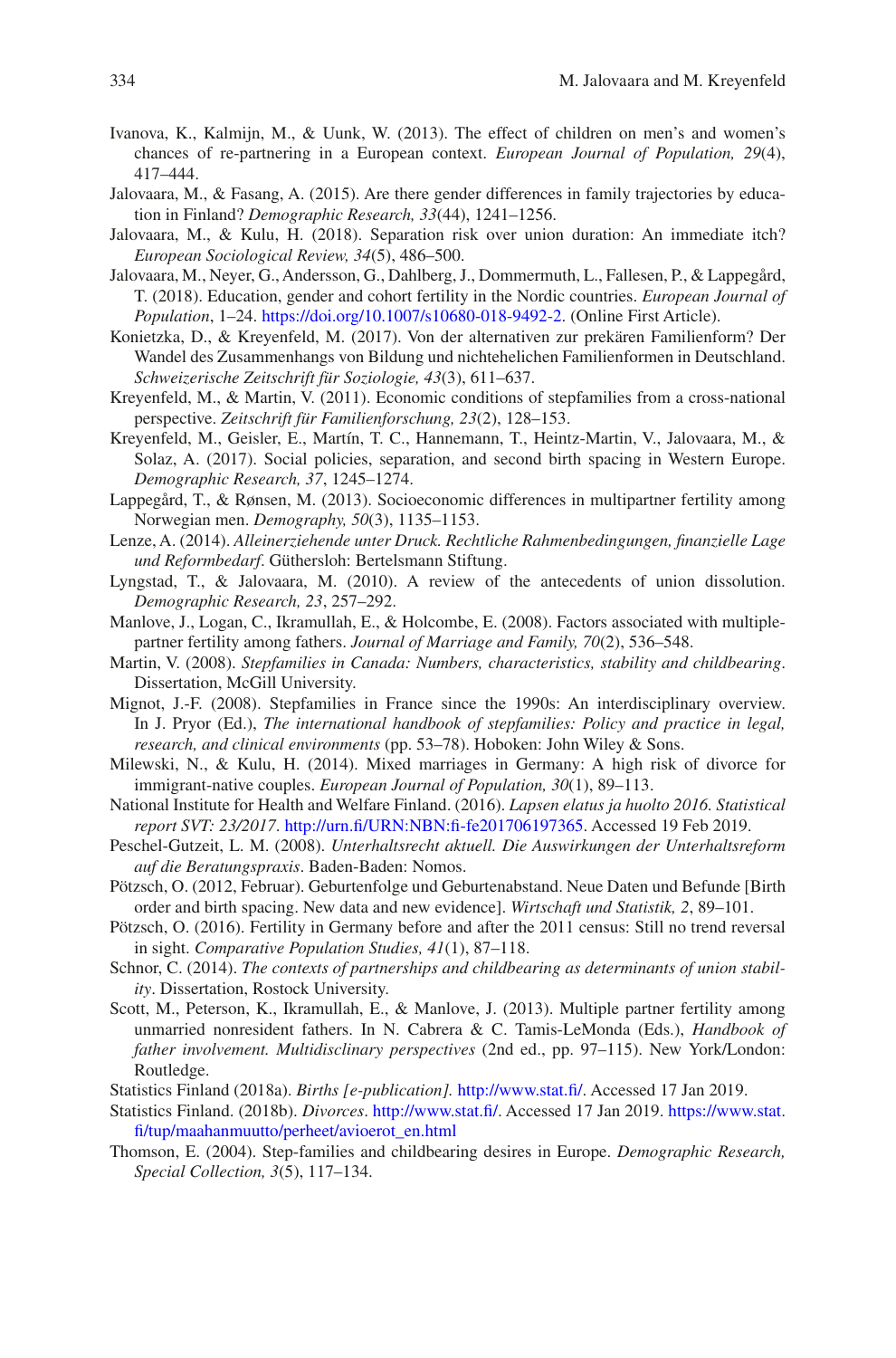Ivanova, K., Kalmijn, M., & Uunk, W. (2013). The effect of children on men's and women's chances of re-partnering in a European context. *European Journal of Population, 29*(4), 417–444.

Jalovaara, M., & Fasang, A. (2015). Are there gender differences in family trajectories by education in Finland? *Demographic Research, 33*(44), 1241–1256.

Jalovaara, M., & Kulu, H. (2018). Separation risk over union duration: An immediate itch? *European Sociological Review, 34*(5), 486–500.

Jalovaara, M., Neyer, G., Andersson, G., Dahlberg, J., Dommermuth, L., Fallesen, P., & Lappegård, T. (2018). Education, gender and cohort fertility in the Nordic countries. *European Journal of Population*, 1–24. https://doi.org/10.1007/s10680-018-9492-2. (Online First Article).

Konietzka, D., & Kreyenfeld, M. (2017). Von der alternativen zur prekären Familienform? Der Wandel des Zusammenhangs von Bildung und nichtehelichen Familienformen in Deutschland. *Schweizerische Zeitschrift für Soziologie, 43*(3), 611–637.

Kreyenfeld, M., & Martin, V. (2011). Economic conditions of stepfamilies from a cross-national perspective. *Zeitschrift für Familienforschung, 23*(2), 128–153.

Kreyenfeld, M., Geisler, E., Martín, T. C., Hannemann, T., Heintz-Martin, V., Jalovaara, M., & Solaz, A. (2017). Social policies, separation, and second birth spacing in Western Europe. *Demographic Research, 37*, 1245–1274.

Lappegård, T., & Rønsen, M. (2013). Socioeconomic differences in multipartner fertility among Norwegian men. *Demography, 50*(3), 1135–1153.

Lenze, A. (2014). *Alleinerziehende unter Druck. Rechtliche Rahmenbedingungen, finanzielle Lage und Reformbedarf*. Güthersloh: Bertelsmann Stiftung.

Lyngstad, T., & Jalovaara, M. (2010). A review of the antecedents of union dissolution. *Demographic Research, 23*, 257–292.

Manlove, J., Logan, C., Ikramullah, E., & Holcombe, E. (2008). Factors associated with multiple-partner fertility among fathers. *Journal of Marriage and Family, 70*(2), 536–548.

Martin, V. (2008). *Stepfamilies in Canada: Numbers, characteristics, stability and childbearing*. Dissertation, McGill University.

Mignot, J.-F. (2008). Stepfamilies in France since the 1990s: An interdisciplinary overview. In J. Pryor (Ed.), *The international handbook of stepfamilies: Policy and practice in legal, research, and clinical environments* (pp. 53–78). Hoboken: John Wiley & Sons.

Milewski, N., & Kulu, H. (2014). Mixed marriages in Germany: A high risk of divorce for immigrant-native couples. *European Journal of Population, 30*(1), 89–113.

National Institute for Health and Welfare Finland. (2016). *Lapsen elatus ja huolto 2016. Statistical report SVT: 23/2017*. http://urn.fi/URN:NBN:fi-fe201706197365. Accessed 19 Feb 2019.

Peschel-Gutzeit, L. M. (2008). *Unterhaltsrecht aktuell. Die Auswirkungen der Unterhaltsreform auf die Beratungspraxis*. Baden-Baden: Nomos.

Pötzsch, O. (2012, Februar). Geburtenfolge und Geburtenabstand. Neue Daten und Befunde [Birth order and birth spacing. New data and new evidence]. *Wirtschaft und Statistik, 2*, 89–101.

Pötzsch, O. (2016). Fertility in Germany before and after the 2011 census: Still no trend reversal in sight. *Comparative Population Studies, 41*(1), 87–118.

Schnor, C. (2014). *The contexts of partnerships and childbearing as determinants of union stability*. Dissertation, Rostock University.

Scott, M., Peterson, K., Ikramullah, E., & Manlove, J. (2013). Multiple partner fertility among unmarried nonresident fathers. In N. Cabrera & C. Tamis-LeMonda (Eds.), *Handbook of father involvement. Multidisclinary perspectives* (2nd ed., pp. 97–115). New York/London: Routledge.

Statistics Finland (2018a). *Births [e-publication]*. http://www.stat.fi/. Accessed 17 Jan 2019.

Statistics Finland. (2018b). *Divorces*. http://www.stat.fi/. Accessed 17 Jan 2019. https://www.stat.fi/tup/maahanmuutto/perheet/avioerot_en.html

Thomson, E. (2004). Step-families and childbearing desires in Europe. *Demographic Research, Special Collection, 3*(5), 117–134.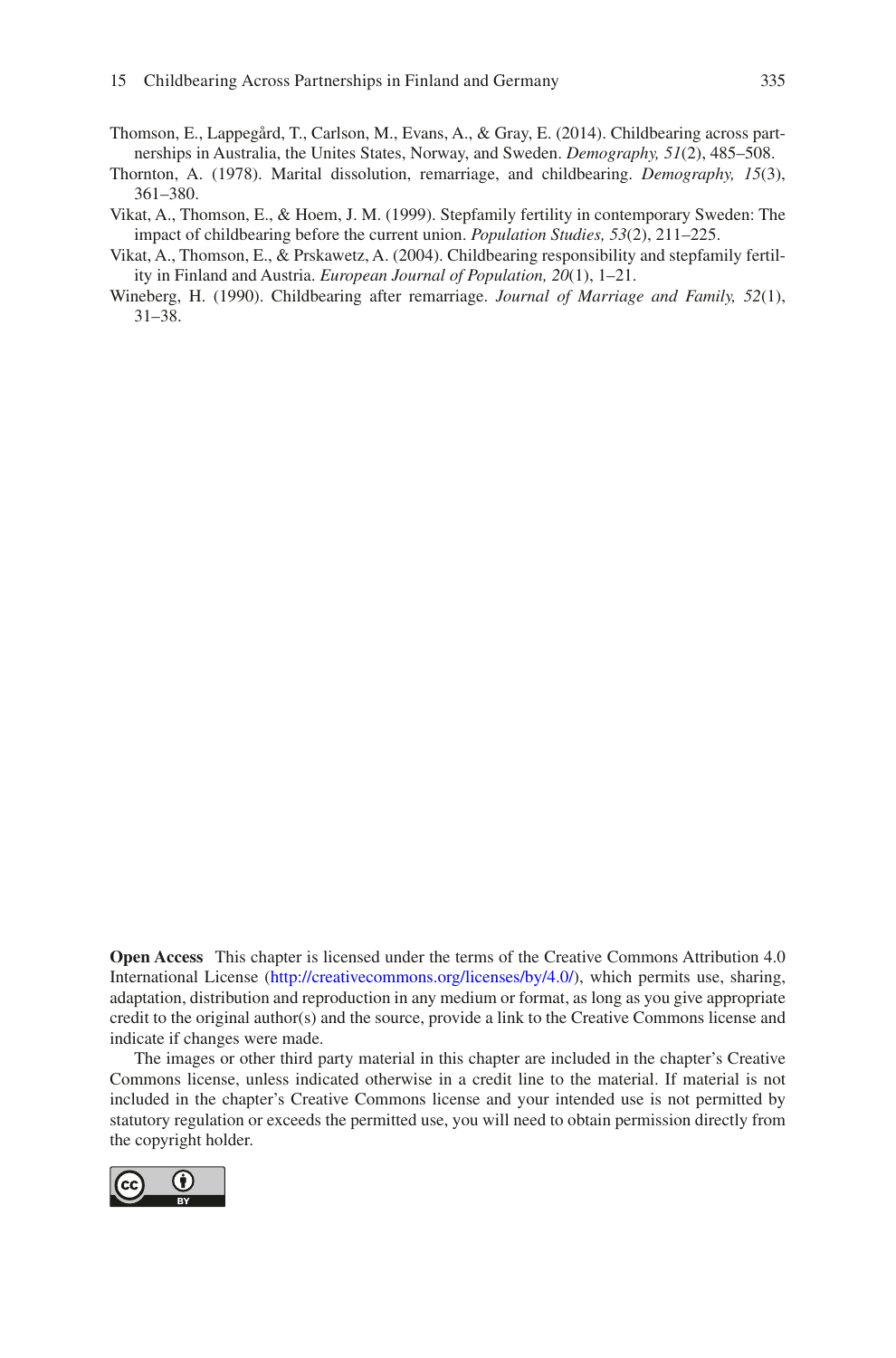Thomson, E., Lappegård, T., Carlson, M., Evans, A., & Gray, E. (2014). Childbearing across partnerships in Australia, the Unites States, Norway, and Sweden. *Demography, 51*(2), 485–508.

Thornton, A. (1978). Marital dissolution, remarriage, and childbearing. *Demography, 15*(3), 361–380.

Vikat, A., Thomson, E., & Hoem, J. M. (1999). Stepfamily fertility in contemporary Sweden: The impact of childbearing before the current union. *Population Studies, 53*(2), 211–225.

Vikat, A., Thomson, E., & Prskawetz, A. (2004). Childbearing responsibility and stepfamily fertility in Finland and Austria. *European Journal of Population, 20*(1), 1–21.

Wineberg, H. (1990). Childbearing after remarriage. *Journal of Marriage and Family, 52*(1), 31–38.

**Open Access** This chapter is licensed under the terms of the Creative Commons Attribution 4.0 International License (http://creativecommons.org/licenses/by/4.0/), which permits use, sharing, adaptation, distribution and reproduction in any medium or format, as long as you give appropriate credit to the original author(s) and the source, provide a link to the Creative Commons license and indicate if changes were made.

The images or other third party material in this chapter are included in the chapter's Creative Commons license, unless indicated otherwise in a credit line to the material. If material is not included in the chapter's Creative Commons license and your intended use is not permitted by statutory regulation or exceeds the permitted use, you will need to obtain permission directly from the copyright holder.